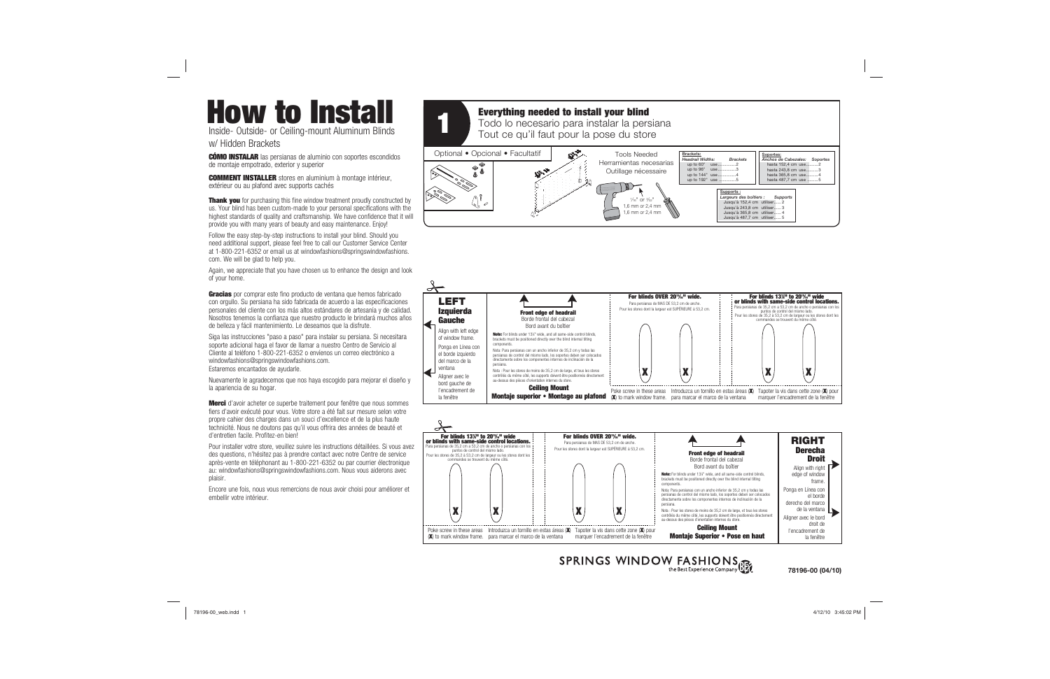# How to Install

Inside- Outside- or Ceiling-mount Aluminum Blinds w/ Hidden Brackets

**CÓMO INSTALAR** las persianas de aluminio con soportes escondidos de montaje empotrado, exterior y superior

**COMMENT INSTALLER** stores en aluminium à montage intérieur, extérieur ou au plafond avec supports cachés

**Thank you** for purchasing this fine window treatment proudly constructed by us. Your blind has been custom-made to your personal specifications with the highest standards of quality and craftsmanship. We have confidence that it will provide you with many years of beauty and easy maintenance. Enjoy!

Follow the easy step-by-step instructions to install your blind. Should you need additional support, please feel free to call our Customer Service Center at 1-800-221-6352 or email us at windowfashions@springswindowfashions.com. We will be glad to help you.

Again, we appreciate that you have chosen us to enhance the design and look of your home.

**Gracias** por comprar este fino producto de ventana que hemos fabricado con orgullo. Su persiana ha sido fabricada de acuerdo a las especificaciones personales del cliente con los más altos estándares de artesanía y de calidad. Nosotros tenemos la confianza que nuestro producto le brindará muchos años de belleza y fácil mantenimiento. Le deseamos que la disfrute.

Siga las instrucciones "paso a paso" para instalar su persiana. Si necesitara soporte adicional haga el favor de llamar a nuestro Centro de Servicio al Cliente al teléfono 1-800-221-6352 o envíenos un correo electrónico a windowfashions@springswindowfashions.com.
Estaremos encantados de ayudarle.

Nuevamente le agradecemos que nos haya escogido para mejorar el diseño y la apariencia de su hogar.

**Merci** d'avoir acheter ce superbe traitement pour fenêtre que nous sommes fiers d'avoir exécuté pour vous. Votre store a été fait sur mesure selon votre propre cahier des charges dans un souci d'excellence et de la plus haute technicité. Nous ne doutons pas qu'il vous offrira des années de beauté et d'entretien facile. Profitez-en bien!

Pour installer votre store, veuillez suivre les instructions détaillées. Si vous avez des questions, n'hésitez pas à prendre contact avec notre Centre de service après-vente en téléphonant au 1-800-221-6352 ou par courrier électronique au: windowfashions@springswindowfashions.com. Nous vous aiderons avec plaisir.

Encore une fois, nous vous remercions de nous avoir choisi pour améliorer et embellir votre intérieur.

## 1 Everything needed to install your blind

Todo lo necesario para instalar la persiana
Tout ce qu'il faut pour la pose du store

Optional • Opcional • Facultatif

Tools Needed
Herramientas necesarias
Outillage nécessaire

1/16" or 3/32"
1,6 mm or 2,4 mm
1,6 mm or 2,4 mm

**Brackets:**

| Headrail Widths: | Brackets |
|---|---|
| up to 60" use | 2 |
| up to 96" use | 3 |
| up to 144" use | 4 |
| up to 192" use | 5 |

**Soportes:**

| Anchos de Cabezales: | Soportes |
|---|---|
| hasta 152,4 cm use | 2 |
| hasta 243,8 cm use | 3 |
| hasta 365,8 cm use | 4 |
| hasta 487,7 cm use | 5 |

**Supports :**

| Largeurs des boîtiers : | Supports |
|---|---|
| Jusqu'à 152,4 cm utiliser | 2 |
| Jusqu'à 243,8 cm utiliser | 3 |
| Jusqu'à 365,8 cm utiliser | 4 |
| Jusqu'à 487,7 cm utiliser | 5 |

---

### LEFT
**Izquierda**
**Gauche**

Align with left edge of window frame.

Ponga en Línea con el borde izquierdo del marco de la ventana

Aligner avec le bord gauche de l'encadrement de la fenêtre

**Front edge of headrail**
Borde frontal del cabezal
Bord avant du boîtier

**Note:** For blinds under 13¾" wide, and all same-side control blinds, brackets must be positioned directly over the blind internal tilting components.

Nota: Para persianas con un ancho inferior de 35,2 cm y todas las persianas de control del mismo lado, los soportes deben ser colocados directamente sobre los componentes internos de inclinación de la persiana.

Nota : Pour les stores de moins de 35,2 cm de large, et tous les stores contrôlés du même côté, les supports doivent être positionnés directement au-dessus des pièces d'orientation internes du store.

**Ceiling Mount**
**Montaje superior • Montage au plafond**

**For blinds OVER 20¹⁵⁄₁₆" wide.**
Para persianas de MAS DE 53,2 cm de ancho.
Pour les stores dont la largeur est SUPÉRIEURE à 53,2 cm.

**For blinds 13¾" to 20¹⁵⁄₁₆" wide or blinds with same-side control locations.**
Para persianas de 35,2 cm a 53,2 cm de ancho o persianas con los puntos de control del mismo lado.
Pour les stores de 35,2 à 53,2 cm de largeur ou les stores dont les commandes se trouvent du même côté.

Poke screw in these areas (**X**) to mark window frame. Introduzca un tornillo en estas áreas (**X**) para marcar el marco de la ventana. Tapoter la vis dans cette zone (**X**) pour marquer l'encadrement de la fenêtre

---

**For blinds 13¾" to 20¹⁵⁄₁₆" wide or blinds with same-side control locations.**
Para persianas de 35,2 cm a 53,2 cm de ancho o persianas con los puntos de control del mismo lado.
Pour les stores de 35,2 à 53,2 cm de largeur ou les stores dont les commandes se trouvent du même côté.

**For blinds OVER 20¹⁵⁄₁₆" wide.**
Para persianas de MAS DE 53,2 cm de ancho.
Pour les stores dont la largeur est SUPÉRIEURE à 53,2 cm.

Poke screw in these areas (**X**) to mark window frame. Introduzca un tornillo en estas áreas (**X**) para marcar el marco de la ventana. Tapoter la vis dans cette zone (**X**) pour marquer l'encadrement de la fenêtre

**Front edge of headrail**
Borde frontal del cabezal
Bord avant du boîtier

**Note:** For blinds under 13¾" wide, and all same-side control blinds, brackets must be positioned directly over the blind internal tilting components.

Nota: Para persianas con un ancho inferior de 35,2 cm y todas las persianas de control del mismo lado, los soportes deben ser colocados directamente sobre los componentes internos de inclinación de la persiana.

Nota : Pour les stores de moins de 35,2 cm de large, et tous les stores contrôlés du même côté, les supports doivent être positionnés directement au-dessus des pièces d'orientation internes du store.

**Ceiling Mount**
**Montaje Superior • Pose en haut**

### RIGHT
**Derecha**
**Droit**

Align with right edge of window frame.

Ponga en Línea con el borde derecho del marco de la ventana

Aligner avec le bord droit de l'encadrement de la fenêtre

SPRINGS WINDOW FASHIONS
the Best Experience Company

78196-00 (04/10)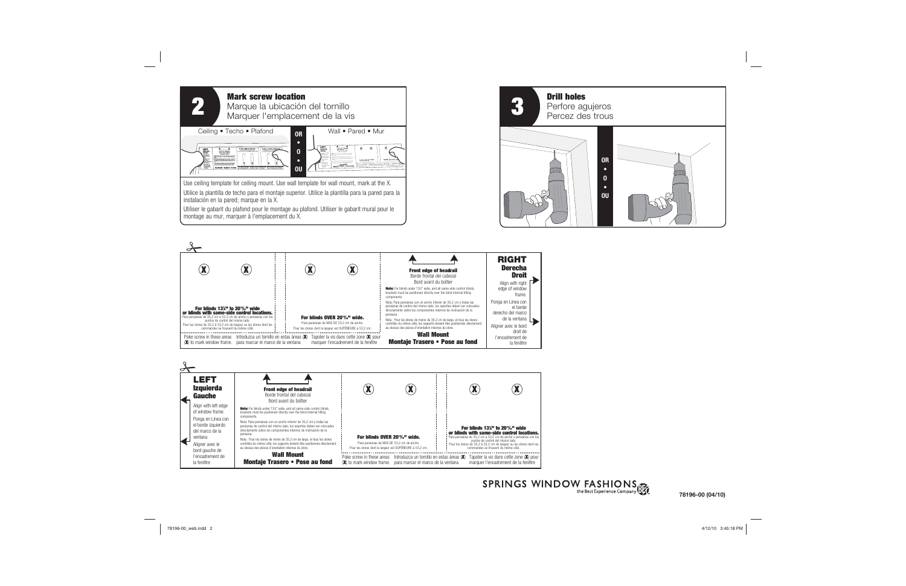## 2 Mark screw location

Marque la ubicación del tornillo

Marquer l'emplacement de la vis

Ceiling • Techo • Plafond

OR • O • OU

Wall • Pared • Mur

Use ceiling template for ceiling mount. Use wall template for wall mount, mark at the X.

Utilice la plantilla de techo para el montaje superior. Utilice la plantilla para la pared para la instalación en la pared; marque en la X.

Utiliser le gabarit du plafond pour le montage au plafond. Utiliser le gabarit mural pour le montage au mur, marquer à l'emplacement du X.

## 3 Drill holes

Perfore agujeros

Percez des trous

OR • O • OU

---

X X X X

**For blinds 13¾" to 20¹⁵⁄₁₆" wide or blinds with same-side control locations.**
Para persianas de 35,2 cm a 53,2 cm de ancho o persianas con los puntos de control del mismo lado.
Pour les stores de 35,2 à 53,2 cm de largeur ou les stores dont les commandes se trouvent du même côté.

**For blinds OVER 20¹⁵⁄₁₆" wide.**
Para persianas de MÁS DE 53,2 cm de ancho.
Pour les stores dont la largeur est SUPÉRIEURE à 53,2 cm.

Poke screw in these areas (X) to mark window frame. Introduzca un tornillo en estas áreas (X) para marcar el marco de la ventana. Tapoter la vis dans cette zone (X) pour marquer l'encadrement de la fenêtre

**Front edge of headrail**
Borde frontal del cabezal
Bord avant du boîtier

**Note:** For blinds under 13¾" wide, and all same-side control blinds, brackets must be positioned directly over the blind internal tilting components.

Nota: Para persianas con un ancho inferior de 35,2 cm y todas las persianas de control del mismo lado, los soportes deben ser colocados directamente sobre los componentes internos de inclinación de la persiana.

Nota : Pour les stores de moins de 35,2 cm de large, et tous les stores contrôlés du même côté, les supports doivent être positionnés directement au-dessus des pièces d'orientation internes du store.

**Wall Mount**
**Montaje Trasero • Pose au fond**

**RIGHT**
**Derecha**
**Droit**

Align with right edge of window frame.

Ponga en Línea con el borde derecho del marco de la ventana

Aligner avec le bord droit de l'encadrement de la fenêtre

---

**LEFT**
**Izquierda**
**Gauche**

Align with left edge of window frame.

Ponga en Línea con el borde izquierdo del marco de la ventana

Aligner avec le bord gauche de l'encadrement de la fenêtre

**Front edge of headrail**
Borde frontal del cabezal
Bord avant du boîtier

**Note:** For blinds under 13¾" wide, and all same-side control blinds, brackets must be positioned directly over the blind internal tilting components.

Nota: Para persianas con un ancho inferior de 35,2 cm y todas las persianas de control del mismo lado, los soportes deben ser colocados directamente sobre los componentes internos de inclinación de la persiana.

Nota : Pour les stores de moins de 35,2 cm de large, et tous les stores contrôlés du même côté, les supports doivent être positionnés directement au-dessus des pièces d'orientation internes du store.

**Wall Mount**
**Montaje Trasero • Pose au fond**

X X X X

**For blinds OVER 20¹⁵⁄₁₆" wide.**
Para persianas de MÁS DE 53,2 cm de ancho.
Pour les stores dont la largeur est SUPÉRIEURE à 53,2 cm.

**For blinds 13¾" to 20¹⁵⁄₁₆" wide or blinds with same-side control locations.**
Para persianas de 35,2 cm a 53,2 cm de ancho o persianas con los puntos de control del mismo lado.
Pour les stores de 35,2 à 53,2 cm de largeur ou les stores dont les commandes se trouvent du même côté.

Poke screw in these areas (X) to mark window frame. Introduzca un tornillo en estas áreas (X) para marcar el marco de la ventana. Tapoter la vis dans cette zone (X) pour marquer l'encadrement de la fenêtre

SPRINGS WINDOW FASHIONS the Best Experience Company

78196-00 (04/10)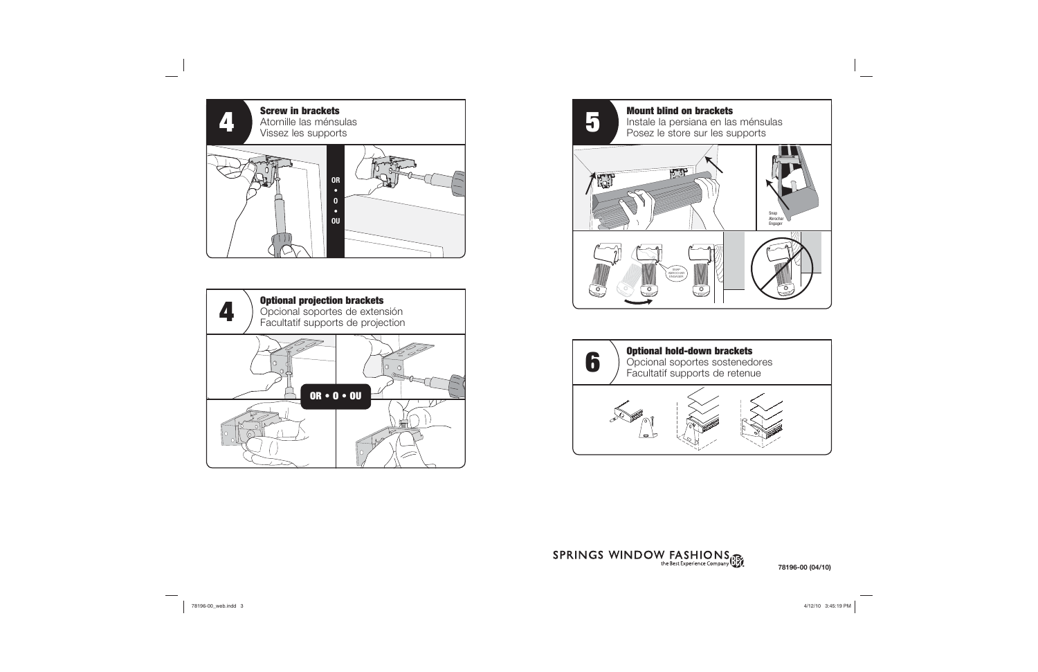## 4 Screw in brackets

Atornille las ménsulas

Vissez les supports

OR • O • OU

## 4 Optional projection brackets

Opcional soportes de extensión

Facultatif supports de projection

OR • O • OU

## 5 Mount blind on brackets

Instale la persiana en las ménsulas

Posez le store sur les supports

Snap

Abrochar

Engager

SNAP

ABROCHAR

ENGAGER

## 6 Optional hold-down brackets

Opcional soportes sostenedores

Facultatif supports de retenue

SPRINGS WINDOW FASHIONS

the Best Experience Company

78196-00 (04/10)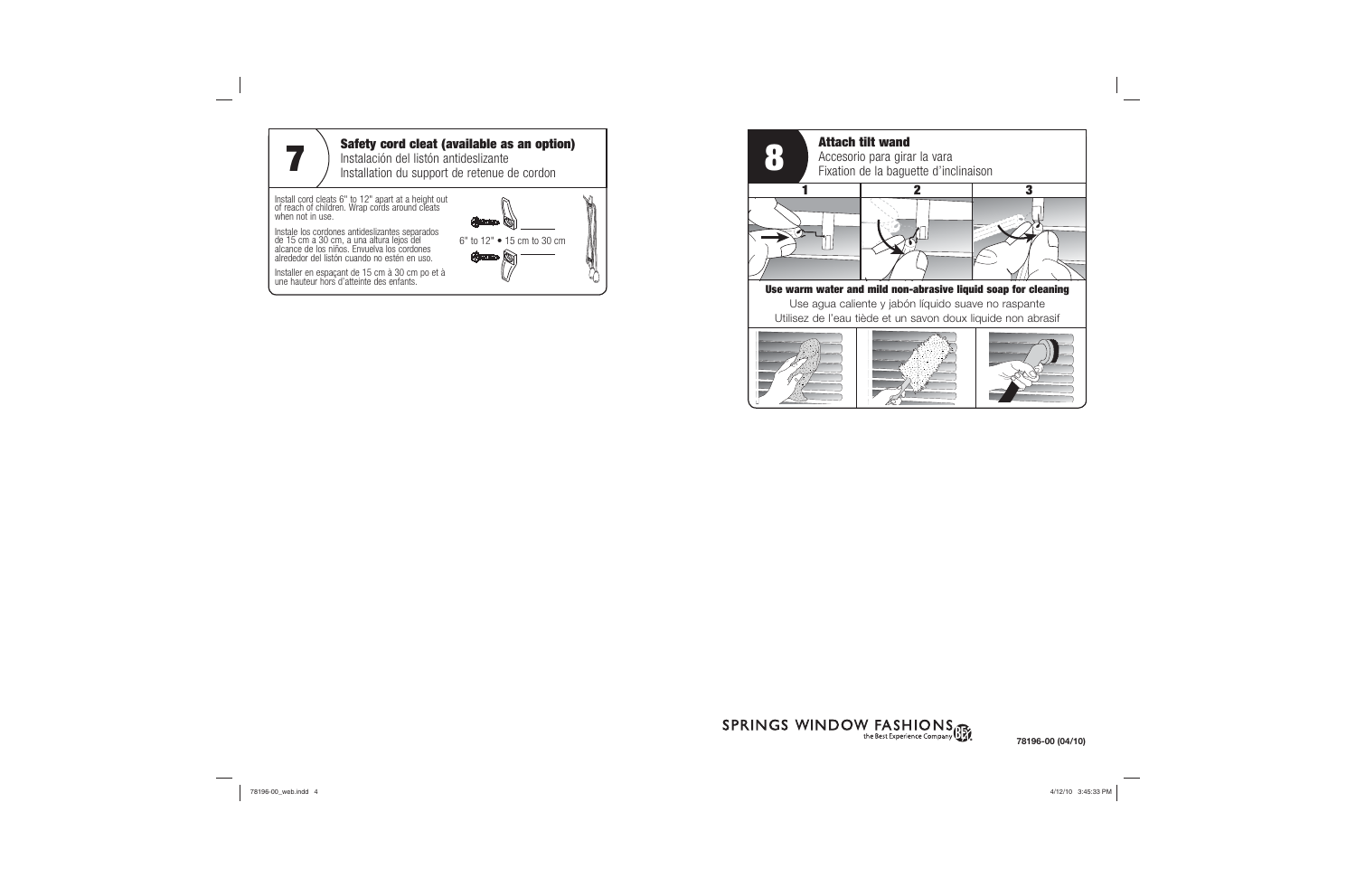## 7 Safety cord cleat (available as an option)

Instalación del listón antideslizante

Installation du support de retenue de cordon

Install cord cleats 6" to 12" apart at a height out of reach of children. Wrap cords around cleats when not in use.

Instale los cordones antideslizantes separados de 15 cm a 30 cm, a una altura lejos del alcance de los niños. Envuelva los cordones alrededor del listón cuando no estén en uso.

Installer en espaçant de 15 cm à 30 cm po et à une hauteur hors d'atteinte des enfants.

6" to 12" • 15 cm to 30 cm

## 8 Attach tilt wand

Accesorio para girar la vara

Fixation de la baguette d'inclinaison

1

2

3

**Use warm water and mild non-abrasive liquid soap for cleaning**

Use agua caliente y jabón líquido suave no raspante

Utilisez de l'eau tiède et un savon doux liquide non abrasif

SPRINGS WINDOW FASHIONS

the Best Experience Company

78196-00 (04/10)